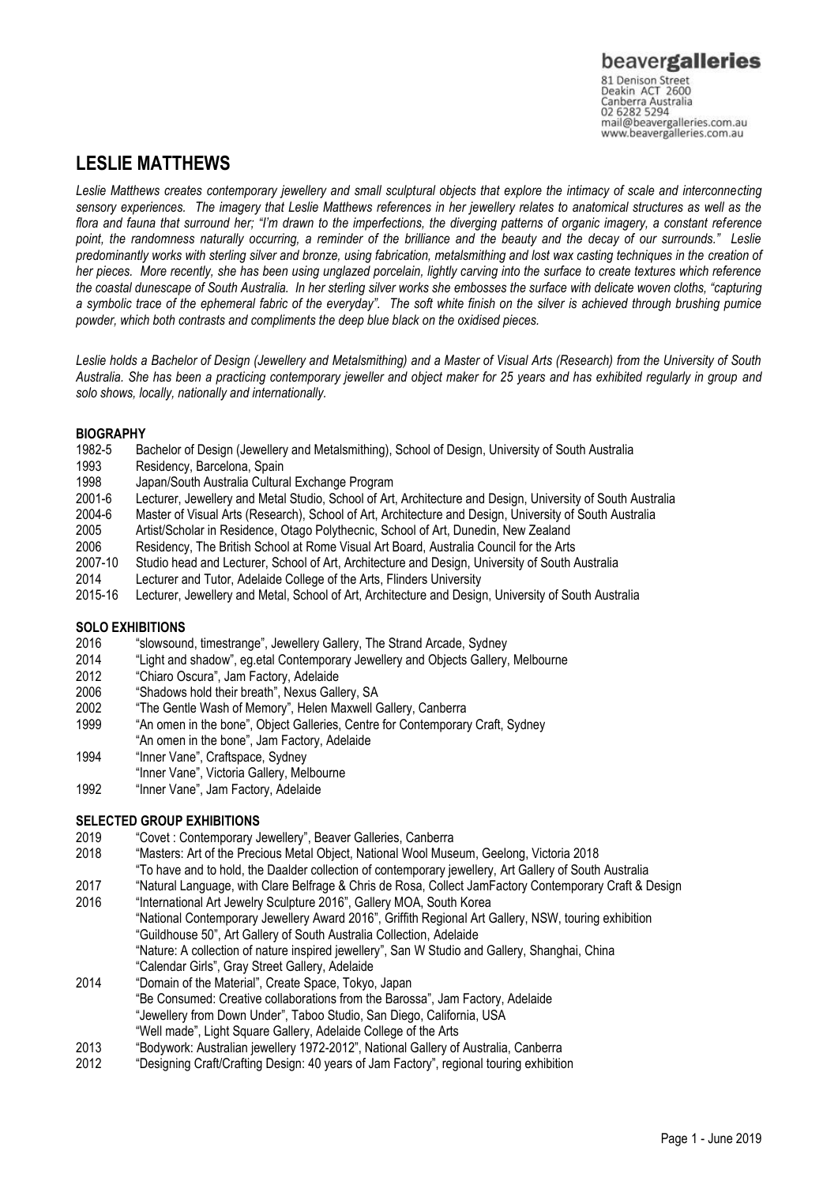beavergalleries
81 Denison Street
Deakin ACT 2600
Canberra Australia
02 6282 5294
mail@beavergalleries.com.au
www.beavergalleries.com.au

# LESLIE MATTHEWS

*Leslie Matthews creates contemporary jewellery and small sculptural objects that explore the intimacy of scale and interconnecting sensory experiences. The imagery that Leslie Matthews references in her jewellery relates to anatomical structures as well as the flora and fauna that surround her; "I'm drawn to the imperfections, the diverging patterns of organic imagery, a constant reference point, the randomness naturally occurring, a reminder of the brilliance and the beauty and the decay of our surrounds." Leslie predominantly works with sterling silver and bronze, using fabrication, metalsmithing and lost wax casting techniques in the creation of her pieces. More recently, she has been using unglazed porcelain, lightly carving into the surface to create textures which reference the coastal dunescape of South Australia. In her sterling silver works she embosses the surface with delicate woven cloths, "capturing a symbolic trace of the ephemeral fabric of the everyday". The soft white finish on the silver is achieved through brushing pumice powder, which both contrasts and compliments the deep blue black on the oxidised pieces.*

*Leslie holds a Bachelor of Design (Jewellery and Metalsmithing) and a Master of Visual Arts (Research) from the University of South Australia. She has been a practicing contemporary jeweller and object maker for 25 years and has exhibited regularly in group and solo shows, locally, nationally and internationally.*

## BIOGRAPHY

1982-5 Bachelor of Design (Jewellery and Metalsmithing), School of Design, University of South Australia
1993 Residency, Barcelona, Spain
1998 Japan/South Australia Cultural Exchange Program
2001-6 Lecturer, Jewellery and Metal Studio, School of Art, Architecture and Design, University of South Australia
2004-6 Master of Visual Arts (Research), School of Art, Architecture and Design, University of South Australia
2005 Artist/Scholar in Residence, Otago Polythecnic, School of Art, Dunedin, New Zealand
2006 Residency, The British School at Rome Visual Art Board, Australia Council for the Arts
2007-10 Studio head and Lecturer, School of Art, Architecture and Design, University of South Australia
2014 Lecturer and Tutor, Adelaide College of the Arts, Flinders University
2015-16 Lecturer, Jewellery and Metal, School of Art, Architecture and Design, University of South Australia

## SOLO EXHIBITIONS

2016 "slowsound, timestrange", Jewellery Gallery, The Strand Arcade, Sydney
2014 "Light and shadow", eg.etal Contemporary Jewellery and Objects Gallery, Melbourne
2012 "Chiaro Oscura", Jam Factory, Adelaide
2006 "Shadows hold their breath", Nexus Gallery, SA
2002 "The Gentle Wash of Memory", Helen Maxwell Gallery, Canberra
1999 "An omen in the bone", Object Galleries, Centre for Contemporary Craft, Sydney
"An omen in the bone", Jam Factory, Adelaide
1994 "Inner Vane", Craftspace, Sydney
"Inner Vane", Victoria Gallery, Melbourne
1992 "Inner Vane", Jam Factory, Adelaide

## SELECTED GROUP EXHIBITIONS

2019 "Covet : Contemporary Jewellery", Beaver Galleries, Canberra
2018 "Masters: Art of the Precious Metal Object, National Wool Museum, Geelong, Victoria 2018
"To have and to hold, the Daalder collection of contemporary jewellery, Art Gallery of South Australia
2017 "Natural Language, with Clare Belfrage & Chris de Rosa, Collect JamFactory Contemporary Craft & Design
2016 "International Art Jewelry Sculpture 2016", Gallery MOA, South Korea
"National Contemporary Jewellery Award 2016", Griffith Regional Art Gallery, NSW, touring exhibition
"Guildhouse 50", Art Gallery of South Australia Collection, Adelaide
"Nature: A collection of nature inspired jewellery", San W Studio and Gallery, Shanghai, China
"Calendar Girls", Gray Street Gallery, Adelaide
2014 "Domain of the Material", Create Space, Tokyo, Japan
"Be Consumed: Creative collaborations from the Barossa", Jam Factory, Adelaide
"Jewellery from Down Under", Taboo Studio, San Diego, California, USA
"Well made", Light Square Gallery, Adelaide College of the Arts
2013 "Bodywork: Australian jewellery 1972-2012", National Gallery of Australia, Canberra
2012 "Designing Craft/Crafting Design: 40 years of Jam Factory", regional touring exhibition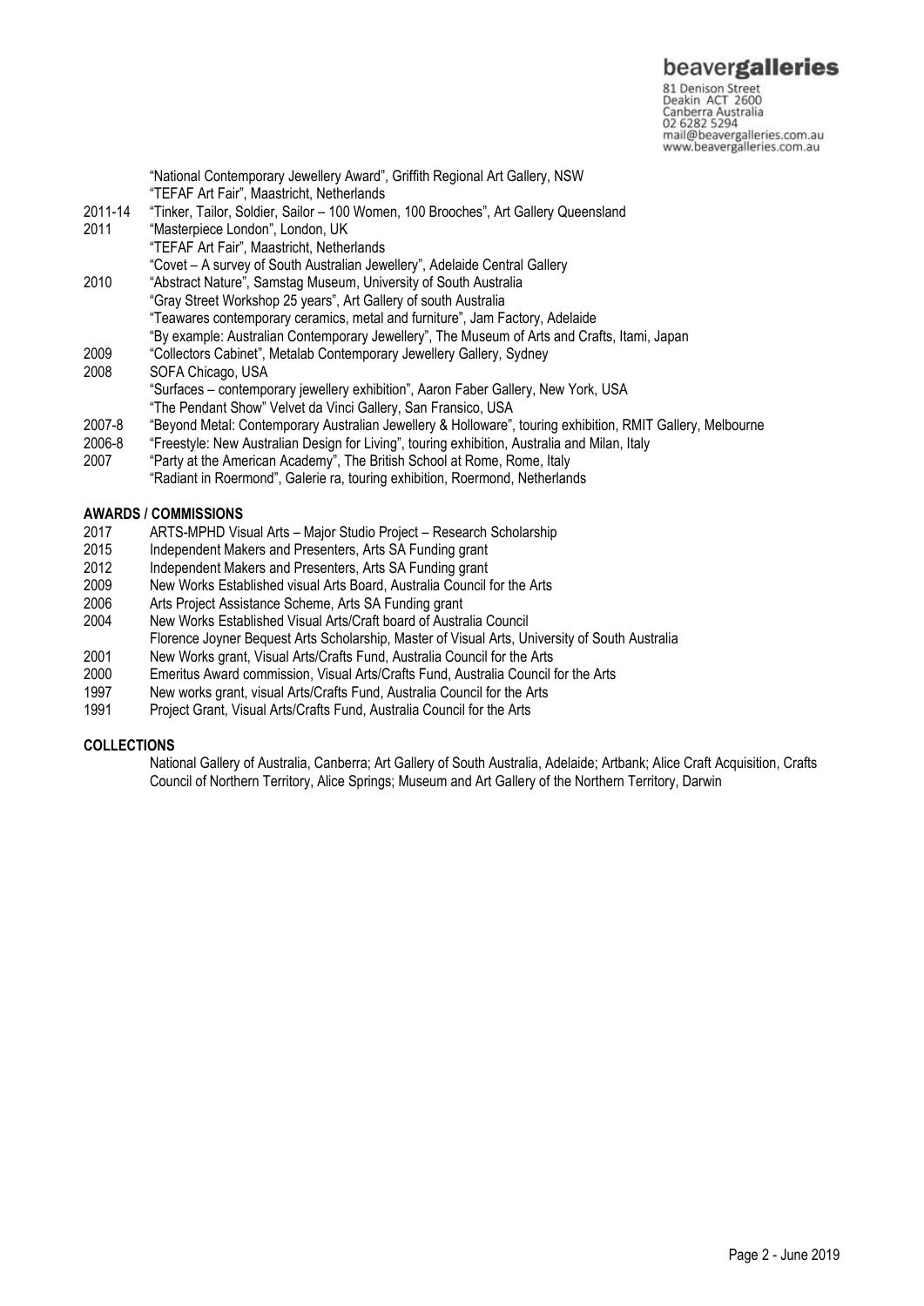"National Contemporary Jewellery Award", Griffith Regional Art Gallery, NSW
"TEFAF Art Fair", Maastricht, Netherlands

2011-14 "Tinker, Tailor, Soldier, Sailor – 100 Women, 100 Brooches", Art Gallery Queensland

2011 "Masterpiece London", London, UK
"TEFAF Art Fair", Maastricht, Netherlands
"Covet – A survey of South Australian Jewellery", Adelaide Central Gallery

2010 "Abstract Nature", Samstag Museum, University of South Australia
"Gray Street Workshop 25 years", Art Gallery of south Australia
"Teawares contemporary ceramics, metal and furniture", Jam Factory, Adelaide
"By example: Australian Contemporary Jewellery", The Museum of Arts and Crafts, Itami, Japan

2009 "Collectors Cabinet", Metalab Contemporary Jewellery Gallery, Sydney

2008 SOFA Chicago, USA
"Surfaces – contemporary jewellery exhibition", Aaron Faber Gallery, New York, USA
"The Pendant Show" Velvet da Vinci Gallery, San Fransico, USA

2007-8 "Beyond Metal: Contemporary Australian Jewellery & Holloware", touring exhibition, RMIT Gallery, Melbourne

2006-8 "Freestyle: New Australian Design for Living", touring exhibition, Australia and Milan, Italy

2007 "Party at the American Academy", The British School at Rome, Rome, Italy
"Radiant in Roermond", Galerie ra, touring exhibition, Roermond, Netherlands

## AWARDS / COMMISSIONS

2017 ARTS-MPHD Visual Arts – Major Studio Project – Research Scholarship

2015 Independent Makers and Presenters, Arts SA Funding grant

2012 Independent Makers and Presenters, Arts SA Funding grant

2009 New Works Established visual Arts Board, Australia Council for the Arts

2006 Arts Project Assistance Scheme, Arts SA Funding grant

2004 New Works Established Visual Arts/Craft board of Australia Council
Florence Joyner Bequest Arts Scholarship, Master of Visual Arts, University of South Australia

2001 New Works grant, Visual Arts/Crafts Fund, Australia Council for the Arts

2000 Emeritus Award commission, Visual Arts/Crafts Fund, Australia Council for the Arts

1997 New works grant, visual Arts/Crafts Fund, Australia Council for the Arts

1991 Project Grant, Visual Arts/Crafts Fund, Australia Council for the Arts

## COLLECTIONS

National Gallery of Australia, Canberra; Art Gallery of South Australia, Adelaide; Artbank; Alice Craft Acquisition, Crafts Council of Northern Territory, Alice Springs; Museum and Art Gallery of the Northern Territory, Darwin